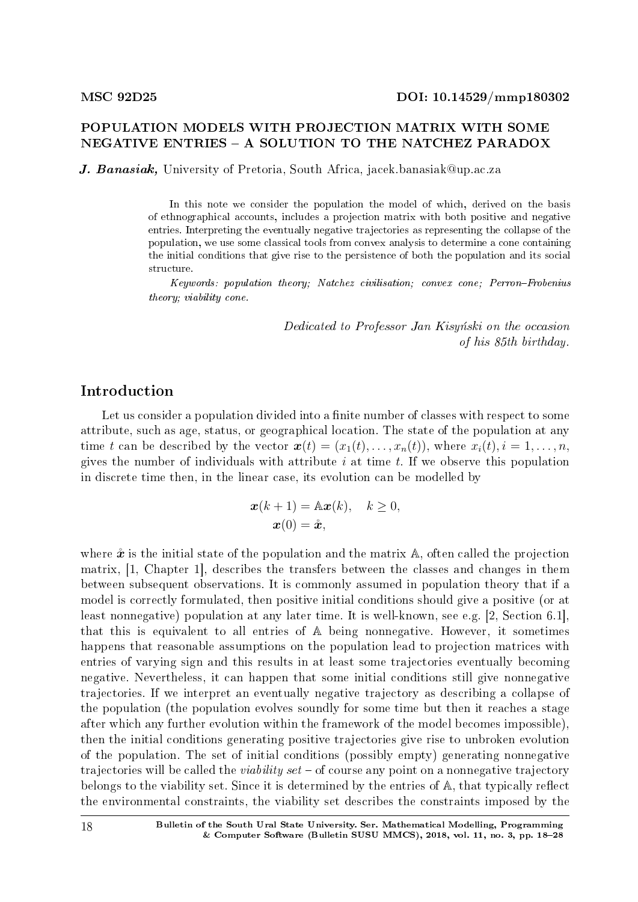MSC 92D25

DOI: 10.14529/mmp180302

# POPULATION MODELS WITH PROJECTION MATRIX WITH SOME NEGATIVE ENTRIES – A SOLUTION TO THE NATCHEZ PARADOX

***J. Banasiak,*** University of Pretoria, South Africa, jacek.banasiak@up.ac.za

In this note we consider the population the model of which, derived on the basis of ethnographical accounts, includes a projection matrix with both positive and negative entries. Interpreting the eventually negative trajectories as representing the collapse of the population, we use some classical tools from convex analysis to determine a cone containing the initial conditions that give rise to the persistence of both the population and its social structure.

*Keywords: population theory; Natchez civilisation; convex cone; Perron–Frobenius theory; viability cone.*

*Dedicated to Professor Jan Kisyński on the occasion of his 85th birthday.*

## Introduction

Let us consider a population divided into a finite number of classes with respect to some attribute, such as age, status, or geographical location. The state of the population at any time $t$ can be described by the vector $\boldsymbol{x}(t) = (x_1(t), \dots, x_n(t))$, where $x_i(t), i = 1, \dots, n$, gives the number of individuals with attribute $i$ at time $t$. If we observe this population in discrete time then, in the linear case, its evolution can be modelled by

$$
\begin{aligned}
\boldsymbol{x}(k+1) &= \mathbb{A}\boldsymbol{x}(k), \quad k \geq 0, \\
\boldsymbol{x}(0) &= \mathring{\boldsymbol{x}},
\end{aligned}
$$

where $\mathring{\boldsymbol{x}}$ is the initial state of the population and the matrix $\mathbb{A}$, often called the projection matrix, [1, Chapter 1], describes the transfers between the classes and changes in them between subsequent observations. It is commonly assumed in population theory that if a model is correctly formulated, then positive initial conditions should give a positive (or at least nonnegative) population at any later time. It is well-known, see e.g. [2, Section 6.1], that this is equivalent to all entries of $\mathbb{A}$ being nonnegative. However, it sometimes happens that reasonable assumptions on the population lead to projection matrices with entries of varying sign and this results in at least some trajectories eventually becoming negative. Nevertheless, it can happen that some initial conditions still give nonnegative trajectories. If we interpret an eventually negative trajectory as describing a collapse of the population (the population evolves soundly for some time but then it reaches a stage after which any further evolution within the framework of the model becomes impossible), then the initial conditions generating positive trajectories give rise to unbroken evolution of the population. The set of initial conditions (possibly empty) generating nonnegative trajectories will be called the *viability set* – of course any point on a nonnegative trajectory belongs to the viability set. Since it is determined by the entries of $\mathbb{A}$, that typically reflect the environmental constraints, the viability set describes the constraints imposed by the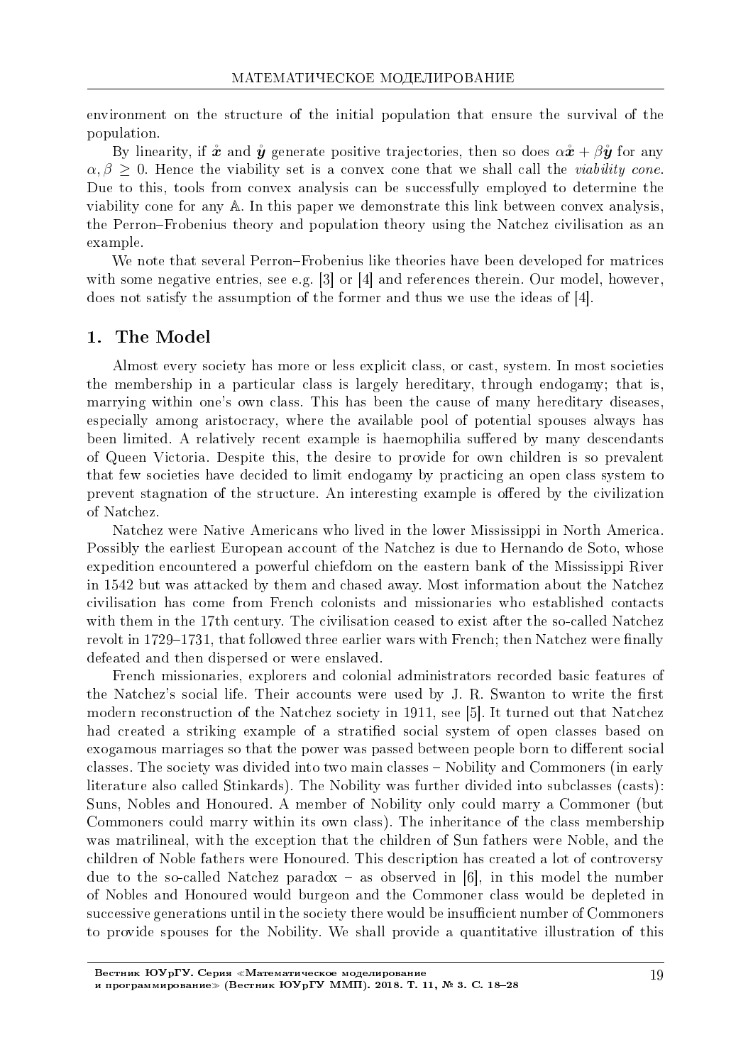environment on the structure of the initial population that ensure the survival of the population.

By linearity, if $\mathring{\boldsymbol{x}}$ and $\mathring{\boldsymbol{y}}$ generate positive trajectories, then so does $\alpha\mathring{\boldsymbol{x}} + \beta\mathring{\boldsymbol{y}}$ for any $\alpha, \beta \geq 0$. Hence the viability set is a convex cone that we shall call the *viability cone*. Due to this, tools from convex analysis can be successfully employed to determine the viability cone for any $\mathbb{A}$. In this paper we demonstrate this link between convex analysis, the Perron–Frobenius theory and population theory using the Natchez civilisation as an example.

We note that several Perron–Frobenius like theories have been developed for matrices with some negative entries, see e.g. [3] or [4] and references therein. Our model, however, does not satisfy the assumption of the former and thus we use the ideas of [4].

## 1. The Model

Almost every society has more or less explicit class, or cast, system. In most societies the membership in a particular class is largely hereditary, through endogamy; that is, marrying within one's own class. This has been the cause of many hereditary diseases, especially among aristocracy, where the available pool of potential spouses always has been limited. A relatively recent example is haemophilia suffered by many descendants of Queen Victoria. Despite this, the desire to provide for own children is so prevalent that few societies have decided to limit endogamy by practicing an open class system to prevent stagnation of the structure. An interesting example is offered by the civilization of Natchez.

Natchez were Native Americans who lived in the lower Mississippi in North America. Possibly the earliest European account of the Natchez is due to Hernando de Soto, whose expedition encountered a powerful chiefdom on the eastern bank of the Mississippi River in 1542 but was attacked by them and chased away. Most information about the Natchez civilisation has come from French colonists and missionaries who established contacts with them in the 17th century. The civilisation ceased to exist after the so-called Natchez revolt in 1729–1731, that followed three earlier wars with French; then Natchez were finally defeated and then dispersed or were enslaved.

French missionaries, explorers and colonial administrators recorded basic features of the Natchez's social life. Their accounts were used by J. R. Swanton to write the first modern reconstruction of the Natchez society in 1911, see [5]. It turned out that Natchez had created a striking example of a stratified social system of open classes based on exogamous marriages so that the power was passed between people born to different social classes. The society was divided into two main classes – Nobility and Commoners (in early literature also called Stinkards). The Nobility was further divided into subclasses (casts): Suns, Nobles and Honoured. A member of Nobility only could marry a Commoner (but Commoners could marry within its own class). The inheritance of the class membership was matrilineal, with the exception that the children of Sun fathers were Noble, and the children of Noble fathers were Honoured. This description has created a lot of controversy due to the so-called Natchez paradox – as observed in [6], in this model the number of Nobles and Honoured would burgeon and the Commoner class would be depleted in successive generations until in the society there would be insufficient number of Commoners to provide spouses for the Nobility. We shall provide a quantitative illustration of this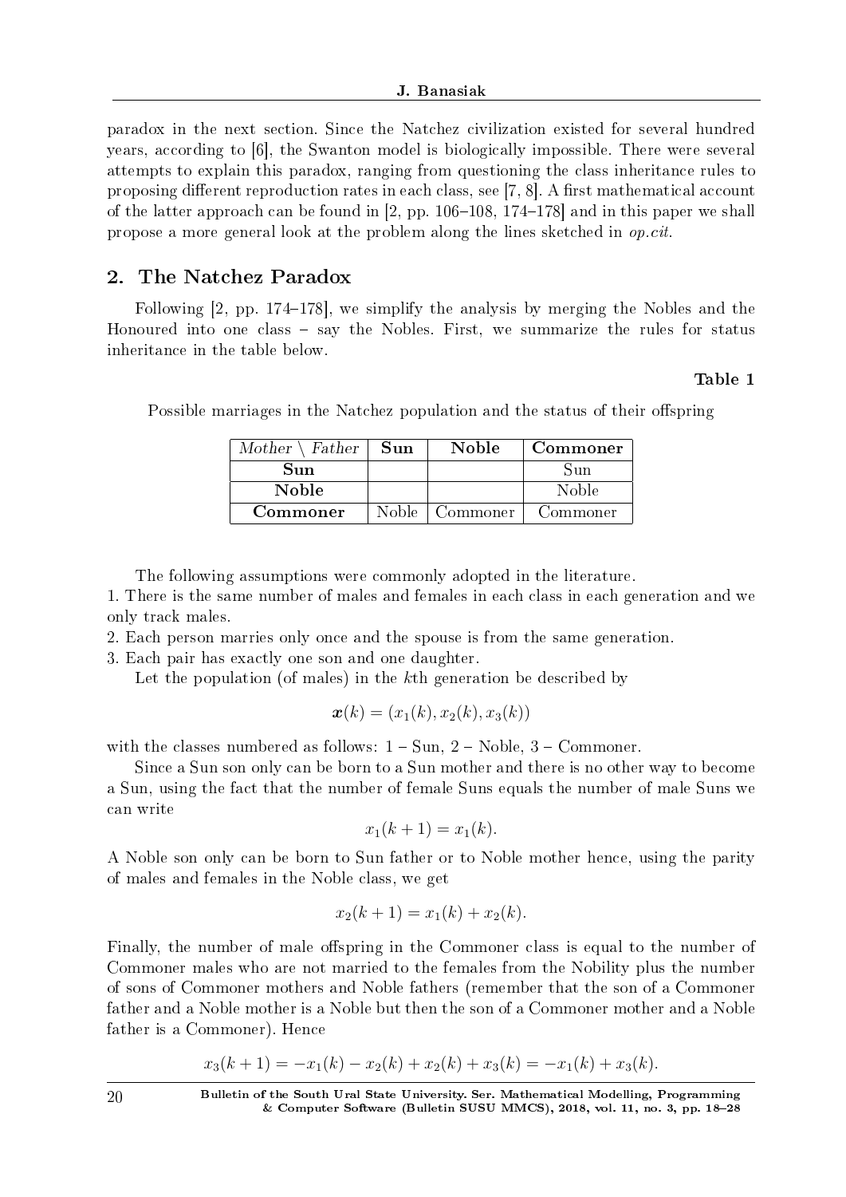paradox in the next section. Since the Natchez civilization existed for several hundred years, according to [6], the Swanton model is biologically impossible. There were several attempts to explain this paradox, ranging from questioning the class inheritance rules to proposing different reproduction rates in each class, see [7, 8]. A first mathematical account of the latter approach can be found in [2, pp. 106–108, 174–178] and in this paper we shall propose a more general look at the problem along the lines sketched in *op.cit.*

## 2. The Natchez Paradox

Following [2, pp. 174–178], we simplify the analysis by merging the Nobles and the Honoured into one class – say the Nobles. First, we summarize the rules for status inheritance in the table below.

**Table 1**

Possible marriages in the Natchez population and the status of their offspring

| *Mother \ Father* | **Sun** | **Noble** | **Commoner** |
|---|---|---|---|
| **Sun** | | | Sun |
| **Noble** | | | Noble |
| **Commoner** | Noble | Commoner | Commoner |

The following assumptions were commonly adopted in the literature.

1. There is the same number of males and females in each class in each generation and we only track males.
2. Each person marries only once and the spouse is from the same generation.
3. Each pair has exactly one son and one daughter.

Let the population (of males) in the $k$th generation be described by

$$\boldsymbol{x}(k) = (x_1(k), x_2(k), x_3(k))$$

with the classes numbered as follows: 1 – Sun, 2 – Noble, 3 – Commoner.

Since a Sun son only can be born to a Sun mother and there is no other way to become a Sun, using the fact that the number of female Suns equals the number of male Suns we can write

$$x_1(k+1) = x_1(k).$$

A Noble son only can be born to Sun father or to Noble mother hence, using the parity of males and females in the Noble class, we get

$$x_2(k+1) = x_1(k) + x_2(k).$$

Finally, the number of male offspring in the Commoner class is equal to the number of Commoner males who are not married to the females from the Nobility plus the number of sons of Commoner mothers and Noble fathers (remember that the son of a Commoner father and a Noble mother is a Noble but then the son of a Commoner mother and a Noble father is a Commoner). Hence

$$x_3(k+1) = -x_1(k) - x_2(k) + x_2(k) + x_3(k) = -x_1(k) + x_3(k).$$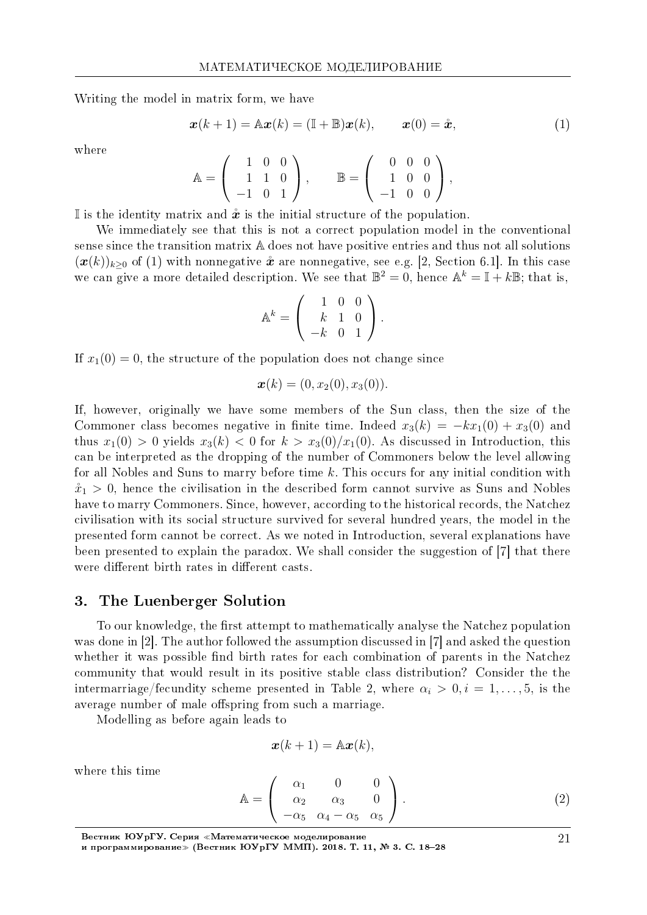Writing the model in matrix form, we have

$$\boldsymbol{x}(k+1) = \mathbb{A}\boldsymbol{x}(k) = (\mathbb{I}+\mathbb{B})\boldsymbol{x}(k), \qquad \boldsymbol{x}(0) = \mathring{\boldsymbol{x}}, \tag{1}$$

where

$$\mathbb{A} = \begin{pmatrix} 1 & 0 & 0 \\ 1 & 1 & 0 \\ -1 & 0 & 1 \end{pmatrix}, \qquad \mathbb{B} = \begin{pmatrix} 0 & 0 & 0 \\ 1 & 0 & 0 \\ -1 & 0 & 0 \end{pmatrix},$$

$\mathbb{I}$ is the identity matrix and $\mathring{\boldsymbol{x}}$ is the initial structure of the population.

We immediately see that this is not a correct population model in the conventional sense since the transition matrix $\mathbb{A}$ does not have positive entries and thus not all solutions $(\boldsymbol{x}(k))_{k\geq 0}$ of (1) with nonnegative $\mathring{\boldsymbol{x}}$ are nonnegative, see e.g. [2, Section 6.1]. In this case we can give a more detailed description. We see that $\mathbb{B}^2 = 0$, hence $\mathbb{A}^k = \mathbb{I} + k\mathbb{B}$; that is,

$$\mathbb{A}^k = \begin{pmatrix} 1 & 0 & 0 \\ k & 1 & 0 \\ -k & 0 & 1 \end{pmatrix}.$$

If $x_1(0) = 0$, the structure of the population does not change since

$$\boldsymbol{x}(k) = (0, x_2(0), x_3(0)).$$

If, however, originally we have some members of the Sun class, then the size of the Commoner class becomes negative in finite time. Indeed $x_3(k) = -kx_1(0) + x_3(0)$ and thus $x_1(0) > 0$ yields $x_3(k) < 0$ for $k > x_3(0)/x_1(0)$. As discussed in Introduction, this can be interpreted as the dropping of the number of Commoners below the level allowing for all Nobles and Suns to marry before time $k$. This occurs for any initial condition with $\mathring{x}_1 > 0$, hence the civilisation in the described form cannot survive as Suns and Nobles have to marry Commoners. Since, however, according to the historical records, the Natchez civilisation with its social structure survived for several hundred years, the model in the presented form cannot be correct. As we noted in Introduction, several explanations have been presented to explain the paradox. We shall consider the suggestion of [7] that there were different birth rates in different casts.

## 3. The Luenberger Solution

To our knowledge, the first attempt to mathematically analyse the Natchez population was done in [2]. The author followed the assumption discussed in [7] and asked the question whether it was possible find birth rates for each combination of parents in the Natchez community that would result in its positive stable class distribution? Consider the the intermarriage/fecundity scheme presented in Table 2, where $\alpha_i > 0, i = 1, \ldots, 5$, is the average number of male offspring from such a marriage.

Modelling as before again leads to

$$\boldsymbol{x}(k+1) = \mathbb{A}\boldsymbol{x}(k),$$

where this time

$$\mathbb{A} = \begin{pmatrix} \alpha_1 & 0 & 0 \\ \alpha_2 & \alpha_3 & 0 \\ -\alpha_5 & \alpha_4 - \alpha_5 & \alpha_5 \end{pmatrix}. \tag{2}$$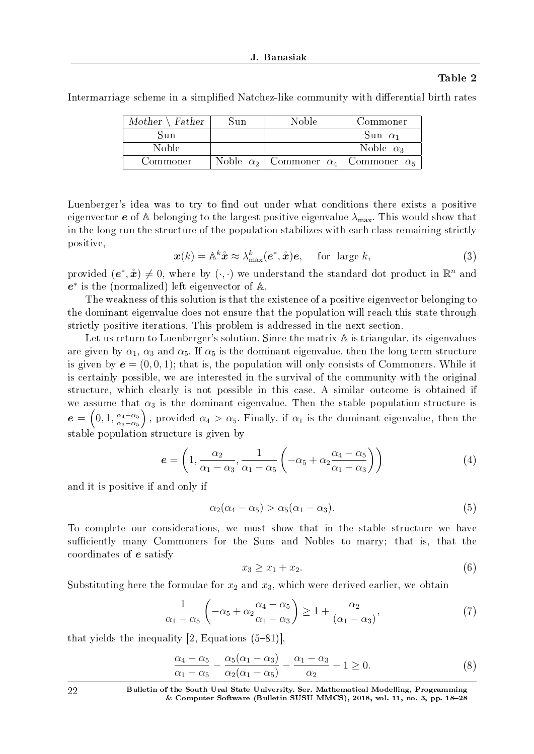**Table 2**

Intermarriage scheme in a simplified Natchez-like community with differential birth rates

| *Mother* \ *Father* | Sun | Noble | Commoner |
|---|---|---|---|
| Sun | | | Sun $\alpha_1$ |
| Noble | | | Noble $\alpha_3$ |
| Commoner | Noble $\alpha_2$ | Commoner $\alpha_4$ | Commoner $\alpha_5$ |

Luenberger's idea was to try to find out under what conditions there exists a positive eigenvector $\boldsymbol{e}$ of $\mathbb{A}$ belonging to the largest positive eigenvalue $\lambda_{\max}$. This would show that in the long run the structure of the population stabilizes with each class remaining strictly positive,

$$\boldsymbol{x}(k) = \mathbb{A}^k \mathring{\boldsymbol{x}} \approx \lambda_{\max}^k (\boldsymbol{e}^*, \mathring{\boldsymbol{x}}) \boldsymbol{e}, \quad \text{for large } k, \tag{3}$$

provided $(\boldsymbol{e}^*, \mathring{\boldsymbol{x}}) \neq 0$, where by $(\cdot,\cdot)$ we understand the standard dot product in $\mathbb{R}^n$ and $\boldsymbol{e}^*$ is the (normalized) left eigenvector of $\mathbb{A}$.

The weakness of this solution is that the existence of a positive eigenvector belonging to the dominant eigenvalue does not ensure that the population will reach this state through strictly positive iterations. This problem is addressed in the next section.

Let us return to Luenberger's solution. Since the matrix $\mathbb{A}$ is triangular, its eigenvalues are given by $\alpha_1$, $\alpha_3$ and $\alpha_5$. If $\alpha_5$ is the dominant eigenvalue, then the long term structure is given by $\boldsymbol{e} = (0, 0, 1)$; that is, the population will only consists of Commoners. While it is certainly possible, we are interested in the survival of the community with the original structure, which clearly is not possible in this case. A similar outcome is obtained if we assume that $\alpha_3$ is the dominant eigenvalue. Then the stable population structure is $\boldsymbol{e} = \left(0, 1, \frac{\alpha_4 - \alpha_5}{\alpha_3 - \alpha_5}\right)$, provided $\alpha_4 > \alpha_5$. Finally, if $\alpha_1$ is the dominant eigenvalue, then the stable population structure is given by

$$\boldsymbol{e} = \left(1, \frac{\alpha_2}{\alpha_1 - \alpha_3}, \frac{1}{\alpha_1 - \alpha_5}\left(-\alpha_5 + \alpha_2 \frac{\alpha_4 - \alpha_5}{\alpha_1 - \alpha_3}\right)\right) \tag{4}$$

and it is positive if and only if

$$\alpha_2(\alpha_4 - \alpha_5) > \alpha_5(\alpha_1 - \alpha_3). \tag{5}$$

To complete our considerations, we must show that in the stable structure we have sufficiently many Commoners for the Suns and Nobles to marry; that is, that the coordinates of $\boldsymbol{e}$ satisfy

$$x_3 \geq x_1 + x_2. \tag{6}$$

Substituting here the formulae for $x_2$ and $x_3$, which were derived earlier, we obtain

$$\frac{1}{\alpha_1 - \alpha_5}\left(-\alpha_5 + \alpha_2 \frac{\alpha_4 - \alpha_5}{\alpha_1 - \alpha_3}\right) \geq 1 + \frac{\alpha_2}{(\alpha_1 - \alpha_3)}, \tag{7}$$

that yields the inequality [2, Equations (5–81)],

$$\frac{\alpha_4 - \alpha_5}{\alpha_1 - \alpha_5} - \frac{\alpha_5(\alpha_1 - \alpha_3)}{\alpha_2(\alpha_1 - \alpha_5)} - \frac{\alpha_1 - \alpha_3}{\alpha_2} - 1 \geq 0. \tag{8}$$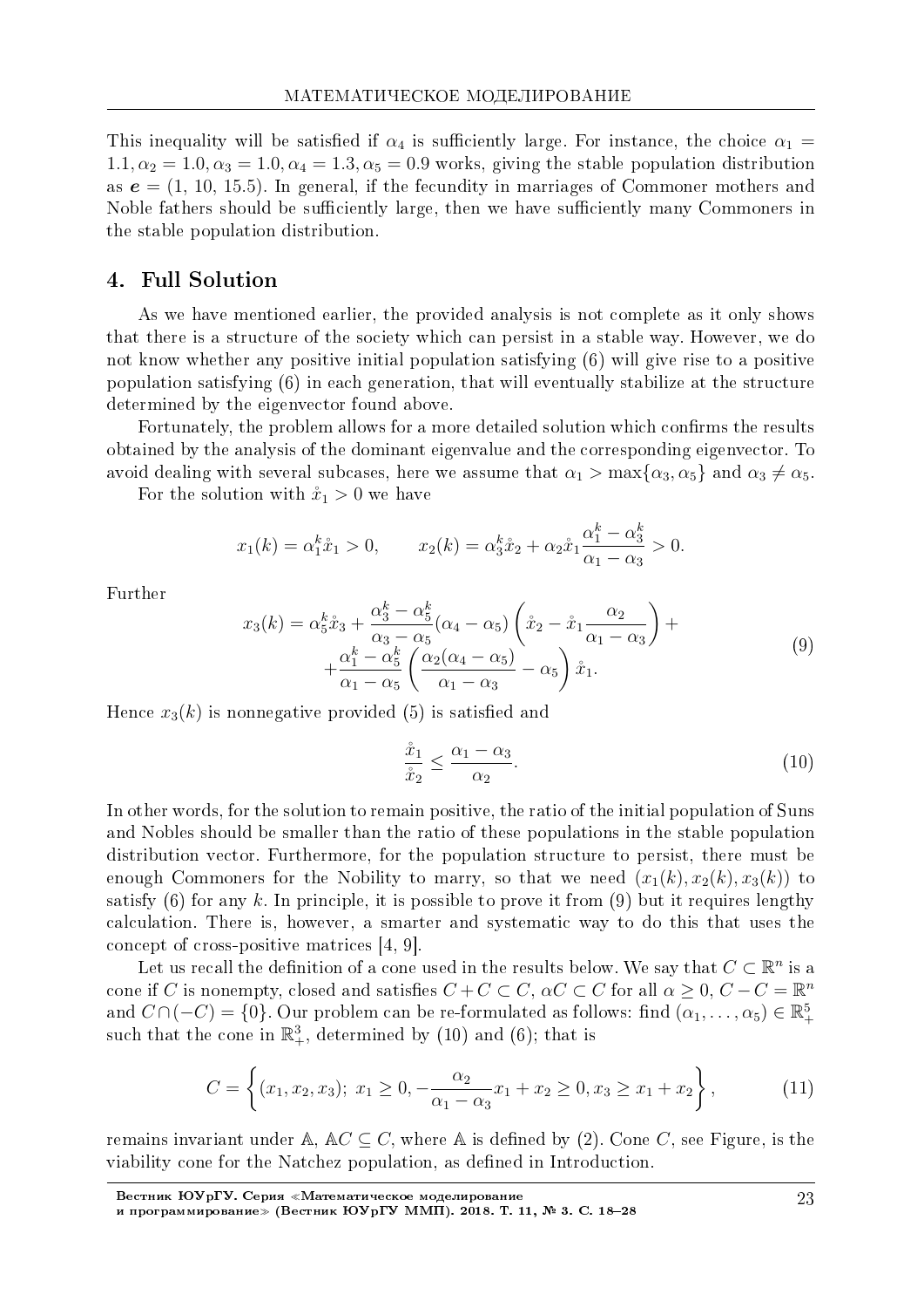This inequality will be satisfied if $\alpha_4$ is sufficiently large. For instance, the choice $\alpha_1 = 1.1, \alpha_2 = 1.0, \alpha_3 = 1.0, \alpha_4 = 1.3, \alpha_5 = 0.9$ works, giving the stable population distribution as $\boldsymbol{e} = (1,\ 10,\ 15.5)$. In general, if the fecundity in marriages of Commoner mothers and Noble fathers should be sufficiently large, then we have sufficiently many Commoners in the stable population distribution.

## 4. Full Solution

As we have mentioned earlier, the provided analysis is not complete as it only shows that there is a structure of the society which can persist in a stable way. However, we do not know whether any positive initial population satisfying (6) will give rise to a positive population satisfying (6) in each generation, that will eventually stabilize at the structure determined by the eigenvector found above.

Fortunately, the problem allows for a more detailed solution which confirms the results obtained by the analysis of the dominant eigenvalue and the corresponding eigenvector. To avoid dealing with several subcases, here we assume that $\alpha_1 > \max\{\alpha_3, \alpha_5\}$ and $\alpha_3 \neq \alpha_5$.

For the solution with $\mathring{x}_1 > 0$ we have

$$x_1(k) = \alpha_1^k \mathring{x}_1 > 0, \qquad x_2(k) = \alpha_3^k \mathring{x}_2 + \alpha_2 \mathring{x}_1 \frac{\alpha_1^k - \alpha_3^k}{\alpha_1 - \alpha_3} > 0.$$

Further

$$\begin{aligned} x_3(k) = \alpha_5^k \mathring{x}_3 + \frac{\alpha_3^k - \alpha_5^k}{\alpha_3 - \alpha_5}(\alpha_4 - \alpha_5)\left(\mathring{x}_2 - \mathring{x}_1 \frac{\alpha_2}{\alpha_1 - \alpha_3}\right) + \\ + \frac{\alpha_1^k - \alpha_5^k}{\alpha_1 - \alpha_5}\left(\frac{\alpha_2(\alpha_4 - \alpha_5)}{\alpha_1 - \alpha_3} - \alpha_5\right)\mathring{x}_1. \end{aligned} \tag{9}$$

Hence $x_3(k)$ is nonnegative provided (5) is satisfied and

$$\frac{\mathring{x}_1}{\mathring{x}_2} \leq \frac{\alpha_1 - \alpha_3}{\alpha_2}. \tag{10}$$

In other words, for the solution to remain positive, the ratio of the initial population of Suns and Nobles should be smaller than the ratio of these populations in the stable population distribution vector. Furthermore, for the population structure to persist, there must be enough Commoners for the Nobility to marry, so that we need $(x_1(k), x_2(k), x_3(k))$ to satisfy (6) for any $k$. In principle, it is possible to prove it from (9) but it requires lengthy calculation. There is, however, a smarter and systematic way to do this that uses the concept of cross-positive matrices [4, 9].

Let us recall the definition of a cone used in the results below. We say that $C \subset \mathbb{R}^n$ is a cone if $C$ is nonempty, closed and satisfies $C + C \subset C$, $\alpha C \subset C$ for all $\alpha \geq 0$, $C - C = \mathbb{R}^n$ and $C \cap (-C) = \{0\}$. Our problem can be re-formulated as follows: find $(\alpha_1, \ldots, \alpha_5) \in \mathbb{R}^5_+$ such that the cone in $\mathbb{R}^3_+$, determined by (10) and (6); that is

$$C = \left\{(x_1, x_2, x_3);\ x_1 \geq 0, -\frac{\alpha_2}{\alpha_1 - \alpha_3}x_1 + x_2 \geq 0, x_3 \geq x_1 + x_2\right\}, \tag{11}$$

remains invariant under $\mathbb{A}$, $\mathbb{A}C \subseteq C$, where $\mathbb{A}$ is defined by (2). Cone $C$, see Figure, is the viability cone for the Natchez population, as defined in Introduction.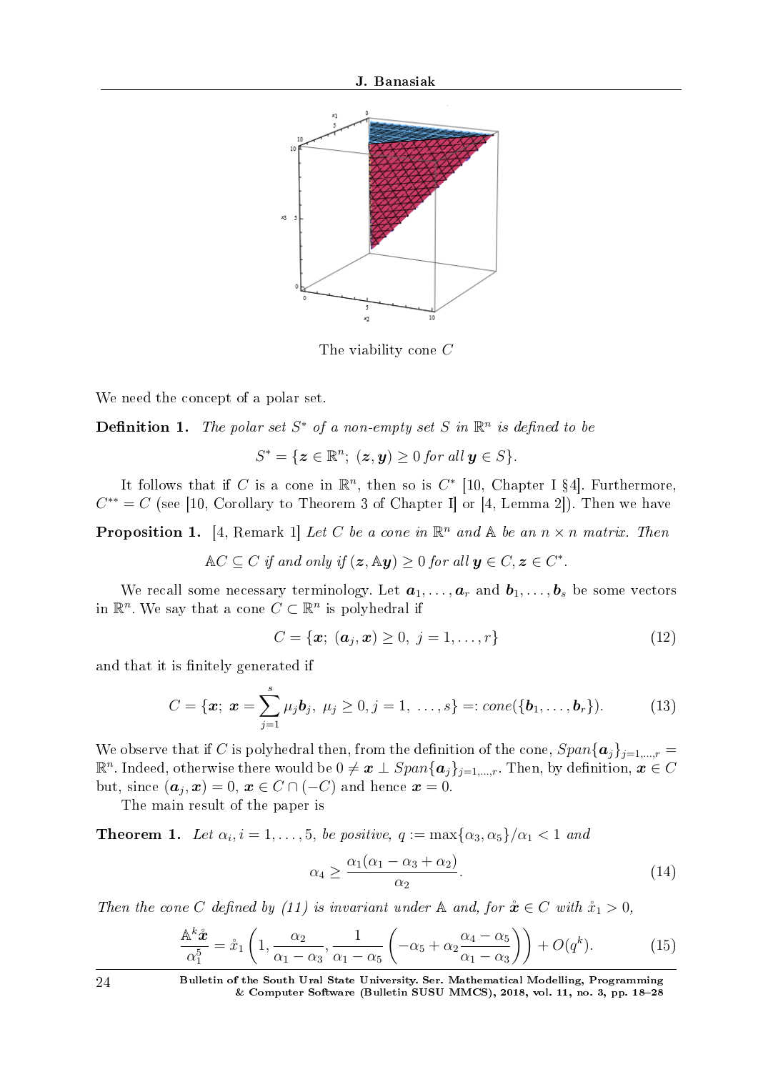The viability cone $C$

We need the concept of a polar set.

**Definition 1.** *The polar set $S^*$ of a non-empty set $S$ in $\mathbb{R}^n$ is defined to be*

$$S^* = \{\boldsymbol{z} \in \mathbb{R}^n;\ (\boldsymbol{z}, \boldsymbol{y}) \geq 0 \text{ for all } \boldsymbol{y} \in S\}.$$

It follows that if $C$ is a cone in $\mathbb{R}^n$, then so is $C^*$ [10, Chapter I §4]. Furthermore, $C^{**} = C$ (see [10, Corollary to Theorem 3 of Chapter I] or [4, Lemma 2]). Then we have

**Proposition 1.** [4, Remark 1] *Let $C$ be a cone in $\mathbb{R}^n$ and $\mathbb{A}$ be an $n \times n$ matrix. Then*

$$\mathbb{A}C \subseteq C \text{ if and only if } (\boldsymbol{z}, \mathbb{A}\boldsymbol{y}) \geq 0 \text{ for all } \boldsymbol{y} \in C, \boldsymbol{z} \in C^*.$$

We recall some necessary terminology. Let $\boldsymbol{a}_1, \ldots, \boldsymbol{a}_r$ and $\boldsymbol{b}_1, \ldots, \boldsymbol{b}_s$ be some vectors in $\mathbb{R}^n$. We say that a cone $C \subset \mathbb{R}^n$ is polyhedral if

$$C = \{\boldsymbol{x};\ (\boldsymbol{a}_j, \boldsymbol{x}) \geq 0,\ j = 1, \ldots, r\} \tag{12}$$

and that it is finitely generated if

$$C = \{\boldsymbol{x};\ \boldsymbol{x} = \sum_{j=1}^{s} \mu_j \boldsymbol{b}_j,\ \mu_j \geq 0, j = 1,\ \ldots, s\} =: cone(\{\boldsymbol{b}_1, \ldots, \boldsymbol{b}_r\}). \tag{13}$$

We observe that if $C$ is polyhedral then, from the definition of the cone, $Span\{\boldsymbol{a}_j\}_{j=1,\ldots,r} = \mathbb{R}^n$. Indeed, otherwise there would be $0 \neq \boldsymbol{x} \perp Span\{\boldsymbol{a}_j\}_{j=1,\ldots,r}$. Then, by definition, $\boldsymbol{x} \in C$ but, since $(\boldsymbol{a}_j, \boldsymbol{x}) = 0$, $\boldsymbol{x} \in C \cap (-C)$ and hence $\boldsymbol{x} = 0$.

The main result of the paper is

**Theorem 1.** *Let $\alpha_i, i = 1, \ldots, 5$, be positive, $q := \max\{\alpha_3, \alpha_5\}/\alpha_1 < 1$ and*

$$\alpha_4 \geq \frac{\alpha_1(\alpha_1 - \alpha_3 + \alpha_2)}{\alpha_2}. \tag{14}$$

*Then the cone $C$ defined by (11) is invariant under $\mathbb{A}$ and, for $\mathring{\boldsymbol{x}} \in C$ with $\mathring{x}_1 > 0$,*

$$\frac{\mathbb{A}^k \mathring{\boldsymbol{x}}}{\alpha_1^5} = \mathring{x}_1 \left(1, \frac{\alpha_2}{\alpha_1 - \alpha_3}, \frac{1}{\alpha_1 - \alpha_5}\left(-\alpha_5 + \alpha_2 \frac{\alpha_4 - \alpha_5}{\alpha_1 - \alpha_3}\right)\right) + O(q^k). \tag{15}$$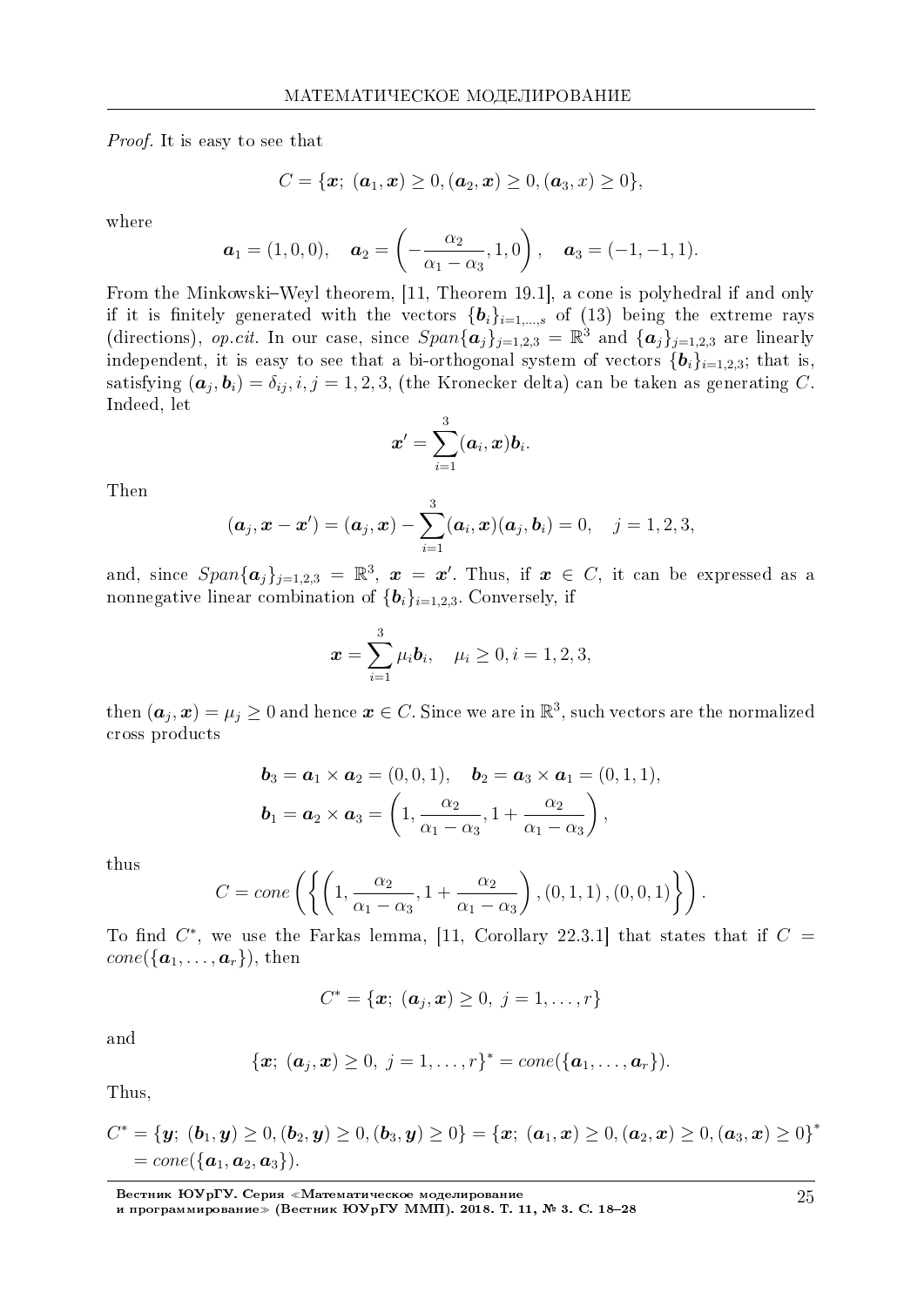*Proof.* It is easy to see that

$$C = \{\boldsymbol{x};\ (\boldsymbol{a}_1, \boldsymbol{x}) \geq 0, (\boldsymbol{a}_2, \boldsymbol{x}) \geq 0, (\boldsymbol{a}_3, x) \geq 0\},$$

where

$$\boldsymbol{a}_1 = (1, 0, 0), \quad \boldsymbol{a}_2 = \left(-\frac{\alpha_2}{\alpha_1 - \alpha_3}, 1, 0\right), \quad \boldsymbol{a}_3 = (-1, -1, 1).$$

From the Minkowski–Weyl theorem, [11, Theorem 19.1], a cone is polyhedral if and only if it is finitely generated with the vectors $\{\boldsymbol{b}_i\}_{i=1,\ldots,s}$ of (13) being the extreme rays (directions), *op.cit.* In our case, since $Span\{\boldsymbol{a}_j\}_{j=1,2,3} = \mathbb{R}^3$ and $\{\boldsymbol{a}_j\}_{j=1,2,3}$ are linearly independent, it is easy to see that a bi-orthogonal system of vectors $\{\boldsymbol{b}_i\}_{i=1,2,3}$; that is, satisfying $(\boldsymbol{a}_j, \boldsymbol{b}_i) = \delta_{ij}, i, j = 1, 2, 3,$ (the Kronecker delta) can be taken as generating $C$. Indeed, let

$$\boldsymbol{x}' = \sum_{i=1}^{3} (\boldsymbol{a}_i, \boldsymbol{x})\boldsymbol{b}_i.$$

Then

$$(\boldsymbol{a}_j, \boldsymbol{x} - \boldsymbol{x}') = (\boldsymbol{a}_j, \boldsymbol{x}) - \sum_{i=1}^{3} (\boldsymbol{a}_i, \boldsymbol{x})(\boldsymbol{a}_j, \boldsymbol{b}_i) = 0, \quad j = 1, 2, 3,$$

and, since $Span\{\boldsymbol{a}_j\}_{j=1,2,3} = \mathbb{R}^3$, $\boldsymbol{x} = \boldsymbol{x}'$. Thus, if $\boldsymbol{x} \in C$, it can be expressed as a nonnegative linear combination of $\{\boldsymbol{b}_i\}_{i=1,2,3}$. Conversely, if

$$\boldsymbol{x} = \sum_{i=1}^{3} \mu_i \boldsymbol{b}_i, \quad \mu_i \geq 0, i = 1, 2, 3,$$

then $(\boldsymbol{a}_j, \boldsymbol{x}) = \mu_j \geq 0$ and hence $\boldsymbol{x} \in C$. Since we are in $\mathbb{R}^3$, such vectors are the normalized cross products

$$\boldsymbol{b}_3 = \boldsymbol{a}_1 \times \boldsymbol{a}_2 = (0, 0, 1), \quad \boldsymbol{b}_2 = \boldsymbol{a}_3 \times \boldsymbol{a}_1 = (0, 1, 1),$$
$$\boldsymbol{b}_1 = \boldsymbol{a}_2 \times \boldsymbol{a}_3 = \left(1, \frac{\alpha_2}{\alpha_1 - \alpha_3}, 1 + \frac{\alpha_2}{\alpha_1 - \alpha_3}\right),$$

thus

$$C = cone\left(\left\{\left(1, \frac{\alpha_2}{\alpha_1 - \alpha_3}, 1 + \frac{\alpha_2}{\alpha_1 - \alpha_3}\right), (0, 1, 1), (0, 0, 1)\right\}\right).$$

To find $C^*$, we use the Farkas lemma, [11, Corollary 22.3.1] that states that if $C = cone(\{\boldsymbol{a}_1, \ldots, \boldsymbol{a}_r\})$, then

$$C^* = \{\boldsymbol{x};\ (\boldsymbol{a}_j, \boldsymbol{x}) \geq 0,\ j = 1, \ldots, r\}$$

and

$$\{\boldsymbol{x};\ (\boldsymbol{a}_j, \boldsymbol{x}) \geq 0,\ j = 1, \ldots, r\}^* = cone(\{\boldsymbol{a}_1, \ldots, \boldsymbol{a}_r\}).$$

Thus,

$$C^* = \{\boldsymbol{y};\ (\boldsymbol{b}_1, \boldsymbol{y}) \geq 0, (\boldsymbol{b}_2, \boldsymbol{y}) \geq 0, (\boldsymbol{b}_3, \boldsymbol{y}) \geq 0\} = \{\boldsymbol{x};\ (\boldsymbol{a}_1, \boldsymbol{x}) \geq 0, (\boldsymbol{a}_2, \boldsymbol{x}) \geq 0, (\boldsymbol{a}_3, \boldsymbol{x}) \geq 0\}^*$$
$$= cone(\{\boldsymbol{a}_1, \boldsymbol{a}_2, \boldsymbol{a}_3\}).$$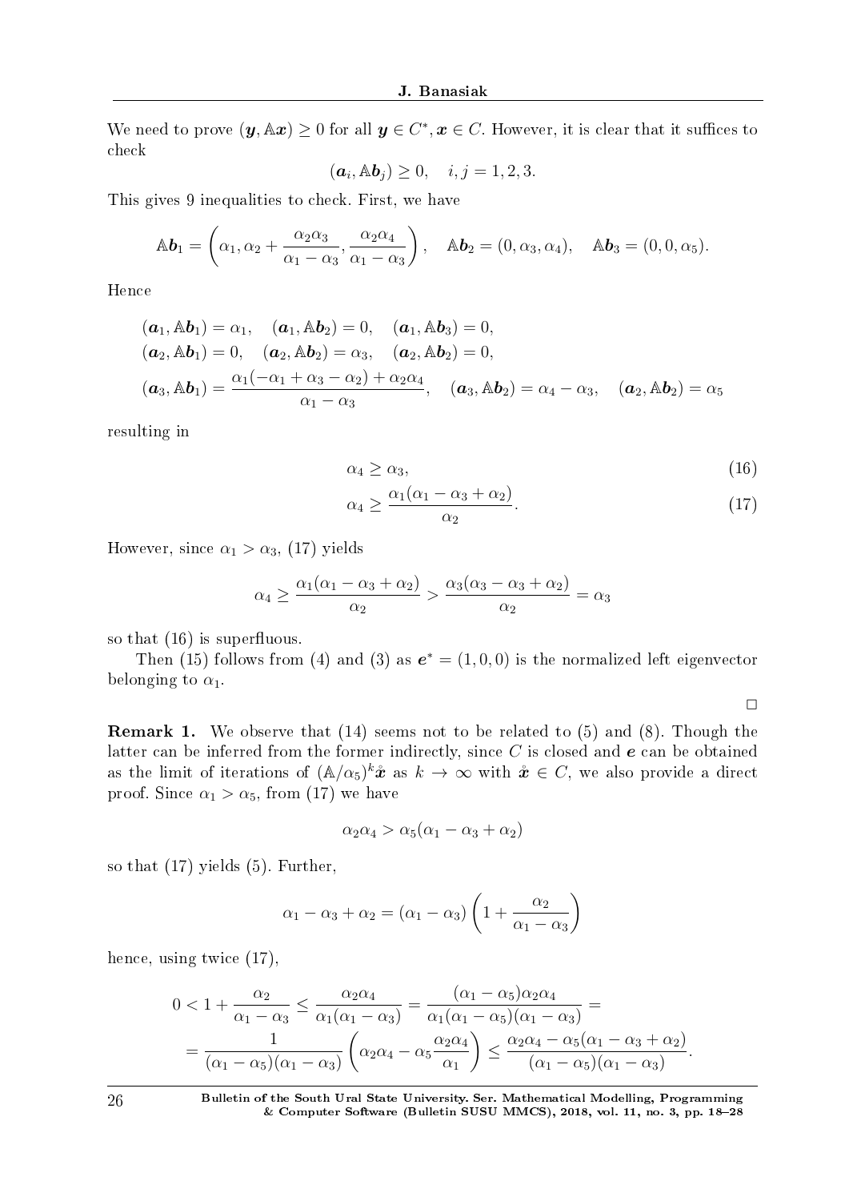We need to prove $(\boldsymbol{y}, \mathbb{A}\boldsymbol{x}) \geq 0$ for all $\boldsymbol{y} \in C^*, \boldsymbol{x} \in C$. However, it is clear that it suffices to check

$$(\boldsymbol{a}_i, \mathbb{A}\boldsymbol{b}_j) \geq 0, \quad i,j = 1,2,3.$$

This gives 9 inequalities to check. First, we have

$$\mathbb{A}\boldsymbol{b}_1 = \left(\alpha_1, \alpha_2 + \frac{\alpha_2\alpha_3}{\alpha_1 - \alpha_3}, \frac{\alpha_2\alpha_4}{\alpha_1 - \alpha_3}\right), \quad \mathbb{A}\boldsymbol{b}_2 = (0, \alpha_3, \alpha_4), \quad \mathbb{A}\boldsymbol{b}_3 = (0, 0, \alpha_5).$$

Hence

$$\begin{aligned}
&(\boldsymbol{a}_1, \mathbb{A}\boldsymbol{b}_1) = \alpha_1, \quad (\boldsymbol{a}_1, \mathbb{A}\boldsymbol{b}_2) = 0, \quad (\boldsymbol{a}_1, \mathbb{A}\boldsymbol{b}_3) = 0,\\
&(\boldsymbol{a}_2, \mathbb{A}\boldsymbol{b}_1) = 0, \quad (\boldsymbol{a}_2, \mathbb{A}\boldsymbol{b}_2) = \alpha_3, \quad (\boldsymbol{a}_2, \mathbb{A}\boldsymbol{b}_2) = 0,\\
&(\boldsymbol{a}_3, \mathbb{A}\boldsymbol{b}_1) = \frac{\alpha_1(-\alpha_1 + \alpha_3 - \alpha_2) + \alpha_2\alpha_4}{\alpha_1 - \alpha_3}, \quad (\boldsymbol{a}_3, \mathbb{A}\boldsymbol{b}_2) = \alpha_4 - \alpha_3, \quad (\boldsymbol{a}_2, \mathbb{A}\boldsymbol{b}_2) = \alpha_5
\end{aligned}$$

resulting in

$$\alpha_4 \geq \alpha_3, \tag{16}$$

$$\alpha_4 \geq \frac{\alpha_1(\alpha_1 - \alpha_3 + \alpha_2)}{\alpha_2}. \tag{17}$$

However, since $\alpha_1 > \alpha_3$, (17) yields

$$\alpha_4 \geq \frac{\alpha_1(\alpha_1 - \alpha_3 + \alpha_2)}{\alpha_2} > \frac{\alpha_3(\alpha_3 - \alpha_3 + \alpha_2)}{\alpha_2} = \alpha_3$$

so that (16) is superfluous.

Then (15) follows from (4) and (3) as $\boldsymbol{e}^* = (1,0,0)$ is the normalized left eigenvector belonging to $\alpha_1$.

□

**Remark 1.** We observe that (14) seems not to be related to (5) and (8). Though the latter can be inferred from the former indirectly, since $C$ is closed and $\boldsymbol{e}$ can be obtained as the limit of iterations of $(\mathbb{A}/\alpha_5)^k\mathring{\boldsymbol{x}}$ as $k \to \infty$ with $\mathring{\boldsymbol{x}} \in C$, we also provide a direct proof. Since $\alpha_1 > \alpha_5$, from (17) we have

$$\alpha_2\alpha_4 > \alpha_5(\alpha_1 - \alpha_3 + \alpha_2)$$

so that (17) yields (5). Further,

$$\alpha_1 - \alpha_3 + \alpha_2 = (\alpha_1 - \alpha_3)\left(1 + \frac{\alpha_2}{\alpha_1 - \alpha_3}\right)$$

hence, using twice (17),

$$\begin{aligned}
0 < 1 + \frac{\alpha_2}{\alpha_1 - \alpha_3} &\leq \frac{\alpha_2\alpha_4}{\alpha_1(\alpha_1 - \alpha_3)} = \frac{(\alpha_1 - \alpha_5)\alpha_2\alpha_4}{\alpha_1(\alpha_1 - \alpha_5)(\alpha_1 - \alpha_3)} =\\
&= \frac{1}{(\alpha_1 - \alpha_5)(\alpha_1 - \alpha_3)}\left(\alpha_2\alpha_4 - \alpha_5\frac{\alpha_2\alpha_4}{\alpha_1}\right) \leq \frac{\alpha_2\alpha_4 - \alpha_5(\alpha_1 - \alpha_3 + \alpha_2)}{(\alpha_1 - \alpha_5)(\alpha_1 - \alpha_3)}.
\end{aligned}$$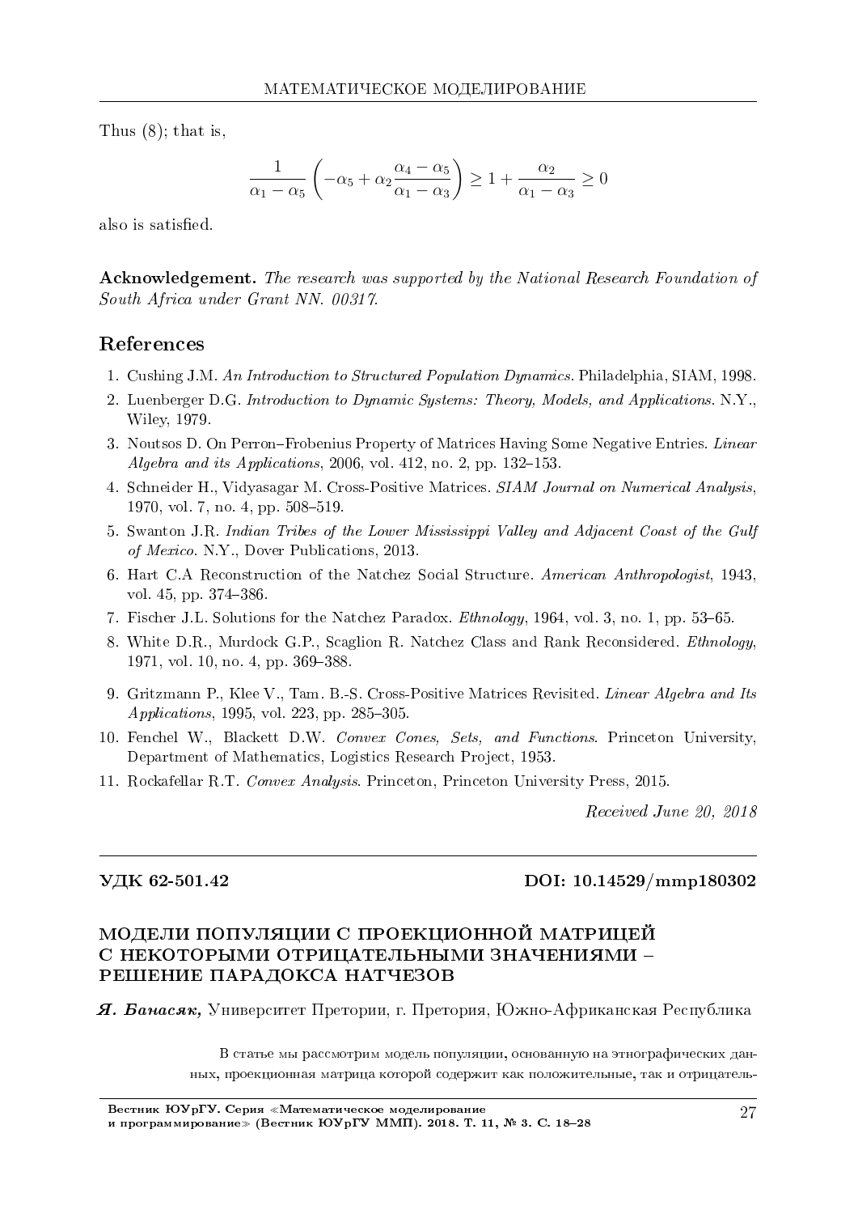Thus (8); that is,

$$\frac{1}{\alpha_1 - \alpha_5}\left(-\alpha_5 + \alpha_2 \frac{\alpha_4 - \alpha_5}{\alpha_1 - \alpha_3}\right) \geq 1 + \frac{\alpha_2}{\alpha_1 - \alpha_3} \geq 0$$

also is satisfied.

**Acknowledgement.** *The research was supported by the National Research Foundation of South Africa under Grant NN. 00317.*

## References

1. Cushing J.M. *An Introduction to Structured Population Dynamics.* Philadelphia, SIAM, 1998.
2. Luenberger D.G. *Introduction to Dynamic Systems: Theory, Models, and Applications.* N.Y., Wiley, 1979.
3. Noutsos D. On Perron–Frobenius Property of Matrices Having Some Negative Entries. *Linear Algebra and its Applications*, 2006, vol. 412, no. 2, pp. 132–153.
4. Schneider H., Vidyasagar M. Cross-Positive Matrices. *SIAM Journal on Numerical Analysis*, 1970, vol. 7, no. 4, pp. 508–519.
5. Swanton J.R. *Indian Tribes of the Lower Mississippi Valley and Adjacent Coast of the Gulf of Mexico.* N.Y., Dover Publications, 2013.
6. Hart C.A Reconstruction of the Natchez Social Structure. *American Anthropologist*, 1943, vol. 45, pp. 374–386.
7. Fischer J.L. Solutions for the Natchez Paradox. *Ethnology*, 1964, vol. 3, no. 1, pp. 53–65.
8. White D.R., Murdock G.P., Scaglion R. Natchez Class and Rank Reconsidered. *Ethnology*, 1971, vol. 10, no. 4, pp. 369–388.
9. Gritzmann P., Klee V., Tam. B.-S. Cross-Positive Matrices Revisited. *Linear Algebra and Its Applications*, 1995, vol. 223, pp. 285–305.
10. Fenchel W., Blackett D.W. *Convex Cones, Sets, and Functions.* Princeton University, Department of Mathematics, Logistics Research Project, 1953.
11. Rockafellar R.T. *Convex Analysis.* Princeton, Princeton University Press, 2015.

*Received June 20, 2018*

---

**УДК 62-501.42** **DOI: 10.14529/mmp180302**

# МОДЕЛИ ПОПУЛЯЦИИ С ПРОЕКЦИОННОЙ МАТРИЦЕЙ С НЕКОТОРЫМИ ОТРИЦАТЕЛЬНЫМИ ЗНАЧЕНИЯМИ – РЕШЕНИЕ ПАРАДОКСА НАТЧЕЗОВ

***Я. Банасяк,*** Университет Претории, г. Претория, Южно-Африканская Республика

В статье мы рассмотрим модель популяции, основанную на этнографических данных, проекционная матрица которой содержит как положительные, так и отрицатель-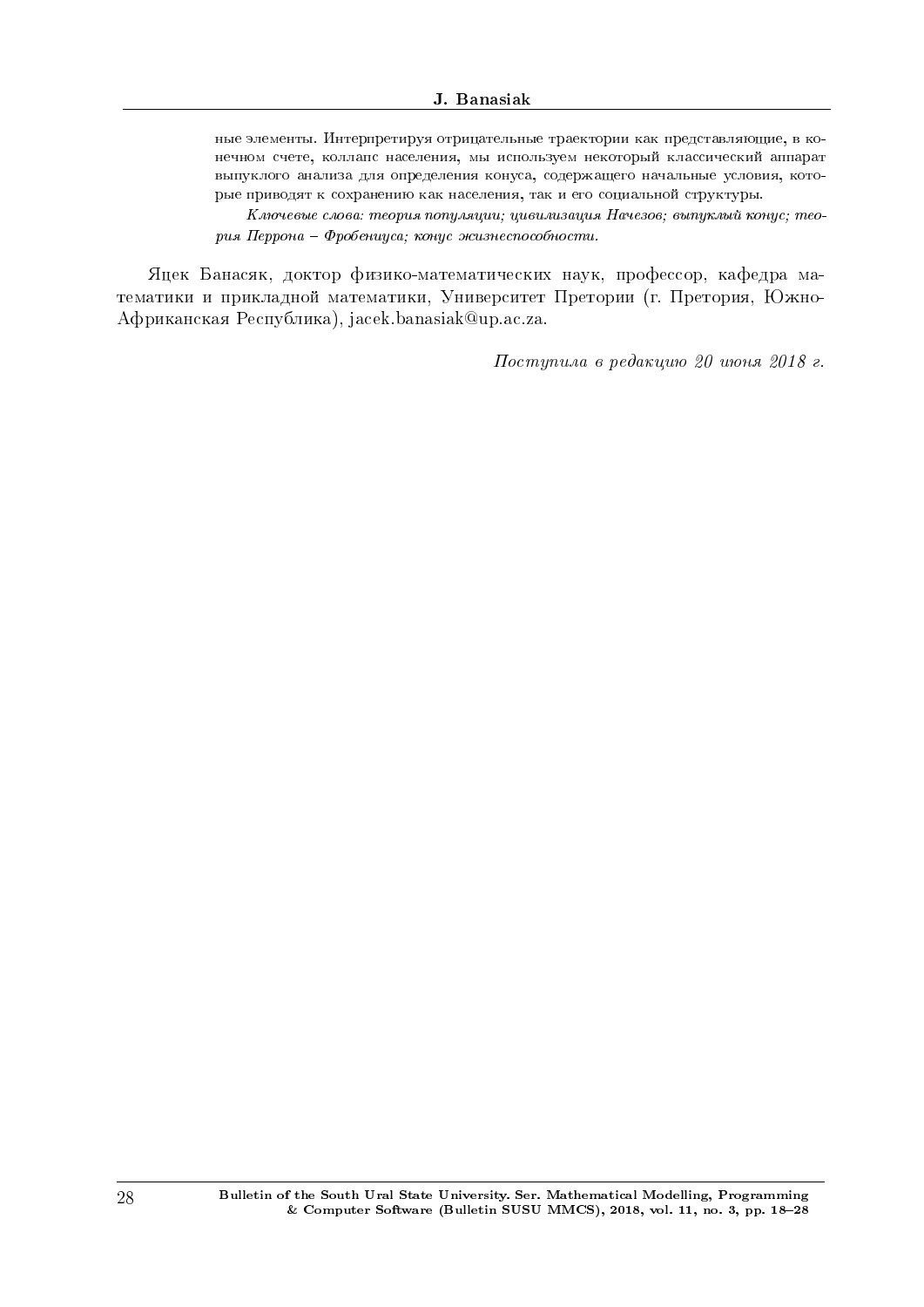ные элементы. Интерпретируя отрицательные траектории как представляющие, в конечном счете, коллапс населения, мы используем некоторый классический аппарат выпуклого анализа для определения конуса, содержащего начальные условия, которые приводят к сохранению как населения, так и его социальной структуры.

*Ключевые слова: теория популяции; цивилизация Начезов; выпуклый конус; теория Перрона – Фробениуса; конус жизнеспособности.*

Яцек Банасяк, доктор физико-математических наук, профессор, кафедра математики и прикладной математики, Университет Претории (г. Претория, Южно-Африканская Республика), jacek.banasiak@up.ac.za.

*Поступила в редакцию 20 июня 2018 г.*